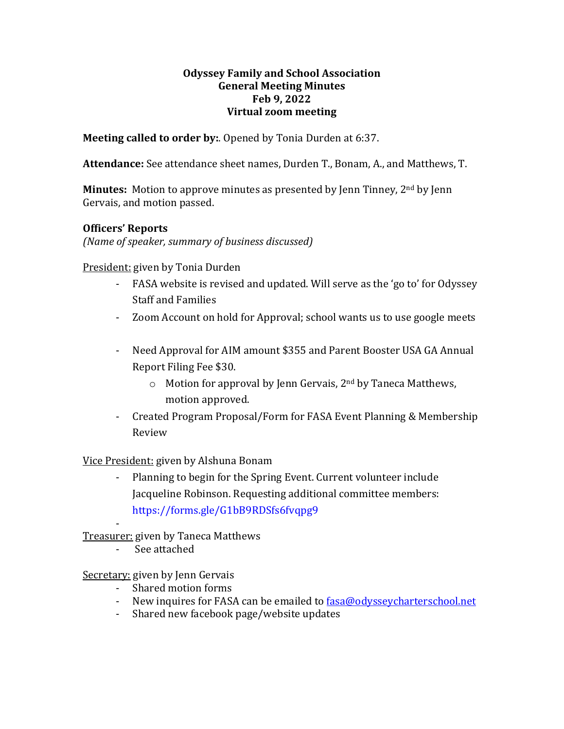**Odyssey Family and School Association**
**General Meeting Minutes**
**Feb 9, 2022**
**Virtual zoom meeting**

**Meeting called to order by:**. Opened by Tonia Durden at 6:37.

**Attendance:** See attendance sheet names, Durden T., Bonam, A., and Matthews, T.

**Minutes:** Motion to approve minutes as presented by Jenn Tinney, 2nd by Jenn Gervais, and motion passed.

**Officers' Reports**
*(Name of speaker, summary of business discussed)*

President: given by Tonia Durden

- FASA website is revised and updated. Will serve as the 'go to' for Odyssey Staff and Families
- Zoom Account on hold for Approval; school wants us to use google meets
- Need Approval for AIM amount $355 and Parent Booster USA GA Annual Report Filing Fee $30.
  - Motion for approval by Jenn Gervais, 2nd by Taneca Matthews, motion approved.
- Created Program Proposal/Form for FASA Event Planning & Membership Review

Vice President: given by Alshuna Bonam

- Planning to begin for the Spring Event. Current volunteer include Jacqueline Robinson. Requesting additional committee members: https://forms.gle/G1bB9RDSfs6fvqpg9
-

Treasurer: given by Taneca Matthews

- See attached

Secretary: given by Jenn Gervais

- Shared motion forms
- New inquires for FASA can be emailed to fasa@odysseycharterschool.net
- Shared new facebook page/website updates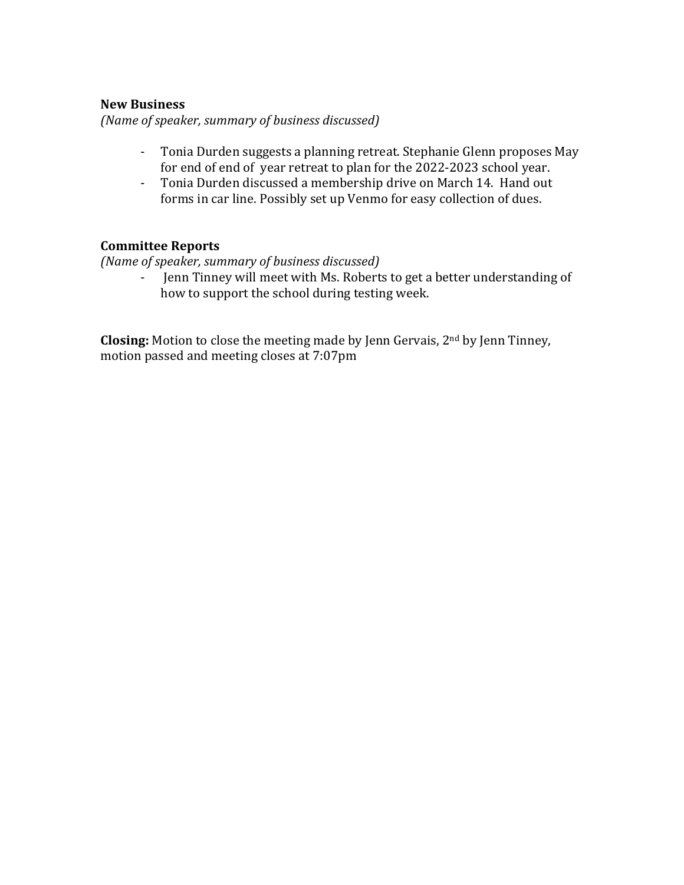**New Business**

*(Name of speaker, summary of business discussed)*

- Tonia Durden suggests a planning retreat. Stephanie Glenn proposes May for end of end of year retreat to plan for the 2022-2023 school year.
- Tonia Durden discussed a membership drive on March 14. Hand out forms in car line. Possibly set up Venmo for easy collection of dues.

**Committee Reports**

*(Name of speaker, summary of business discussed)*

- Jenn Tinney will meet with Ms. Roberts to get a better understanding of how to support the school during testing week.

**Closing:** Motion to close the meeting made by Jenn Gervais, 2nd by Jenn Tinney, motion passed and meeting closes at 7:07pm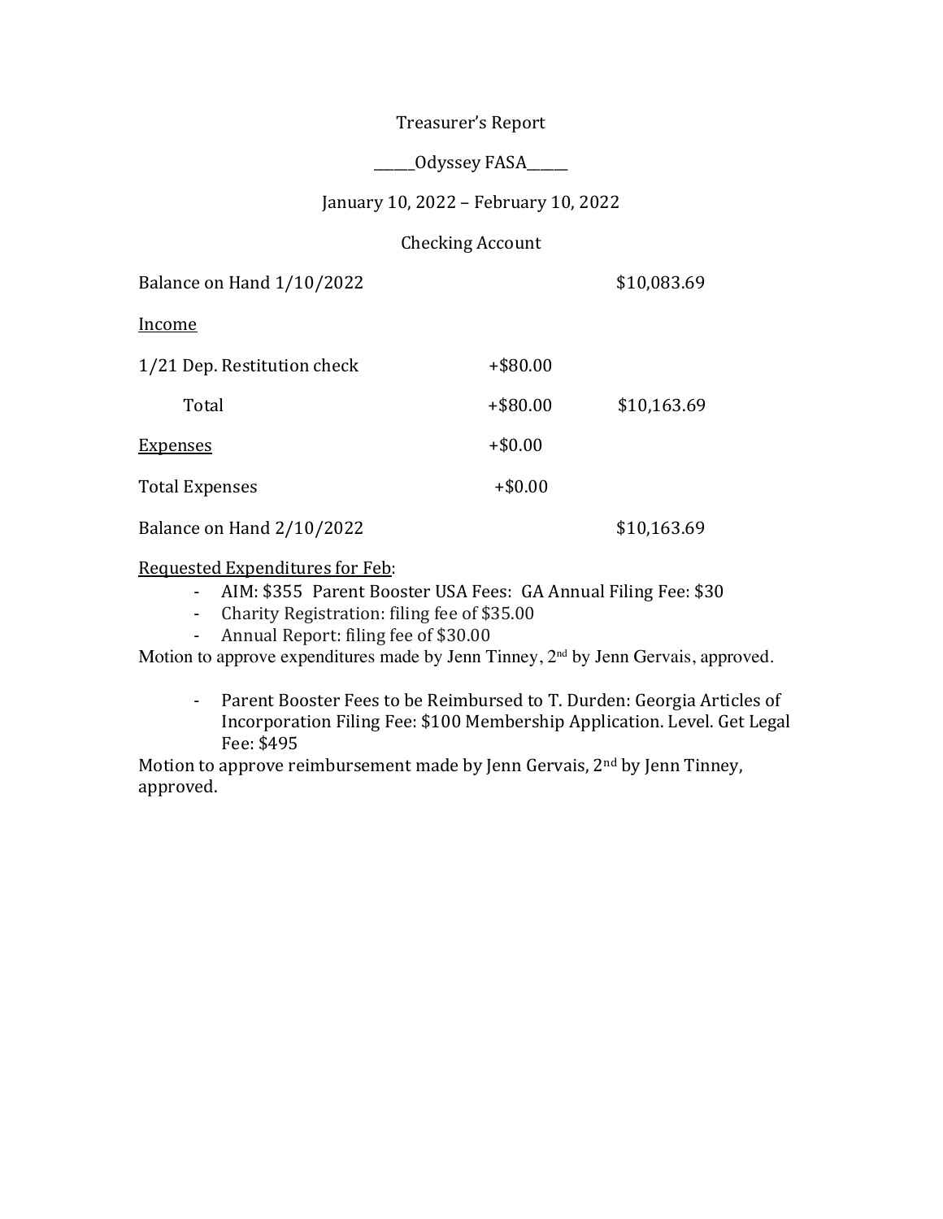Treasurer's Report

______Odyssey FASA______

January 10, 2022 – February 10, 2022

Checking Account

| | | |
|---|---|---|
| Balance on Hand 1/10/2022 | | $10,083.69 |
| Income | | |
| 1/21 Dep. Restitution check | +$80.00 | |
| Total | +$80.00 | $10,163.69 |
| Expenses | +$0.00 | |
| Total Expenses | +$0.00 | |
| Balance on Hand 2/10/2022 | | $10,163.69 |

Requested Expenditures for Feb:

- AIM: $355 Parent Booster USA Fees: GA Annual Filing Fee: $30
- Charity Registration: filing fee of $35.00
- Annual Report: filing fee of $30.00

Motion to approve expenditures made by Jenn Tinney, 2nd by Jenn Gervais, approved.

- Parent Booster Fees to be Reimbursed to T. Durden: Georgia Articles of Incorporation Filing Fee: $100 Membership Application. Level. Get Legal Fee: $495

Motion to approve reimbursement made by Jenn Gervais, 2nd by Jenn Tinney, approved.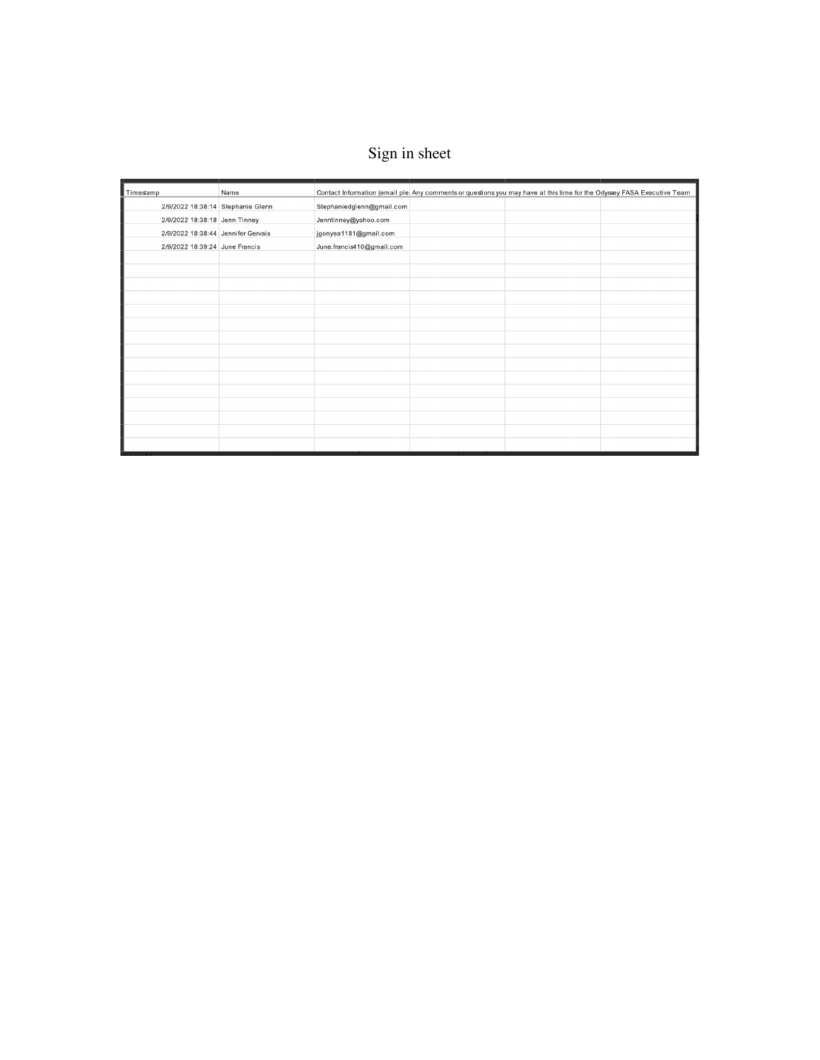Sign in sheet

| Timestamp | Name | Contact Information (email ple | Any comments or questions you may have at this time for the Odyssey FASA Executive Team | | |
|---|---|---|---|---|---|
| 2/9/2022 18:38:14 | Stephanie Glenn | Stephaniedglenn@gmail.com | | | |
| 2/9/2022 18:38:18 | Jenn Tinney | Jenntinney@yahoo.com | | | |
| 2/9/2022 18:38:44 | Jennifer Gervais | jgonyea1181@gmail.com | | | |
| 2/9/2022 18:39:24 | June Francis | June.francis410@gmail.com | | | |